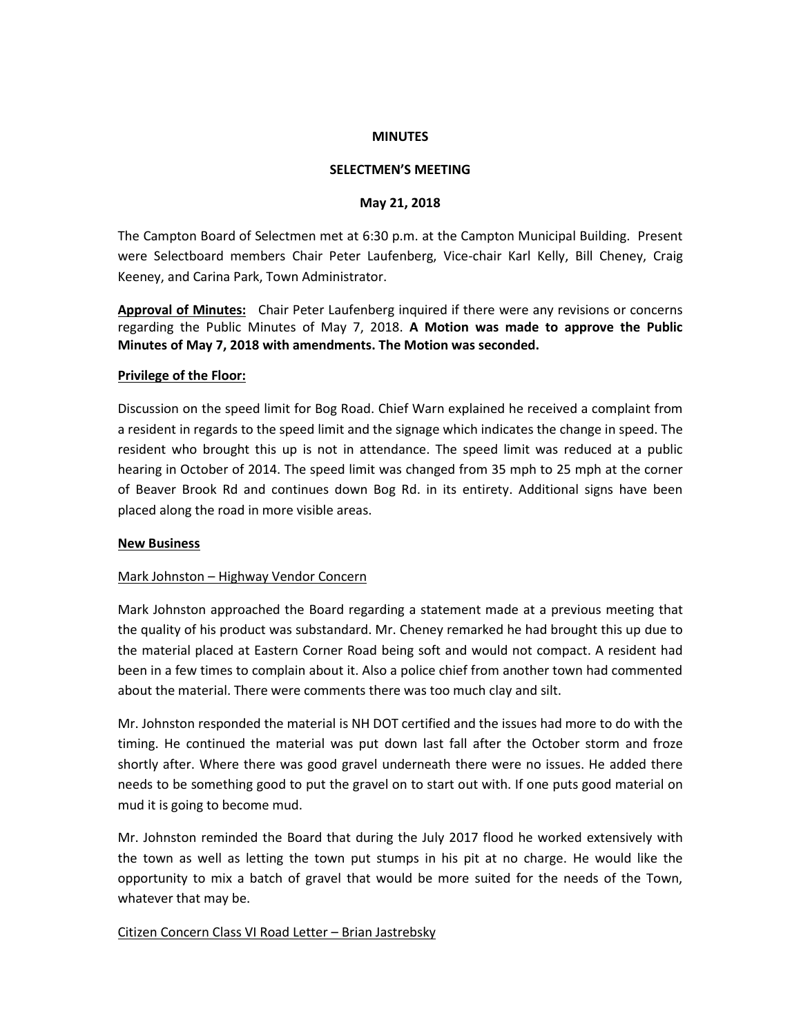**MINUTES**

**SELECTMEN'S MEETING**

**May 21, 2018**

The Campton Board of Selectmen met at 6:30 p.m. at the Campton Municipal Building. Present were Selectboard members Chair Peter Laufenberg, Vice-chair Karl Kelly, Bill Cheney, Craig Keeney, and Carina Park, Town Administrator.

**Approval of Minutes:** Chair Peter Laufenberg inquired if there were any revisions or concerns regarding the Public Minutes of May 7, 2018. **A Motion was made to approve the Public Minutes of May 7, 2018 with amendments. The Motion was seconded.**

**Privilege of the Floor:**

Discussion on the speed limit for Bog Road. Chief Warn explained he received a complaint from a resident in regards to the speed limit and the signage which indicates the change in speed. The resident who brought this up is not in attendance. The speed limit was reduced at a public hearing in October of 2014. The speed limit was changed from 35 mph to 25 mph at the corner of Beaver Brook Rd and continues down Bog Rd. in its entirety. Additional signs have been placed along the road in more visible areas.

**New Business**

Mark Johnston – Highway Vendor Concern

Mark Johnston approached the Board regarding a statement made at a previous meeting that the quality of his product was substandard. Mr. Cheney remarked he had brought this up due to the material placed at Eastern Corner Road being soft and would not compact. A resident had been in a few times to complain about it. Also a police chief from another town had commented about the material. There were comments there was too much clay and silt.

Mr. Johnston responded the material is NH DOT certified and the issues had more to do with the timing. He continued the material was put down last fall after the October storm and froze shortly after. Where there was good gravel underneath there were no issues. He added there needs to be something good to put the gravel on to start out with. If one puts good material on mud it is going to become mud.

Mr. Johnston reminded the Board that during the July 2017 flood he worked extensively with the town as well as letting the town put stumps in his pit at no charge. He would like the opportunity to mix a batch of gravel that would be more suited for the needs of the Town, whatever that may be.

Citizen Concern Class VI Road Letter – Brian Jastrebsky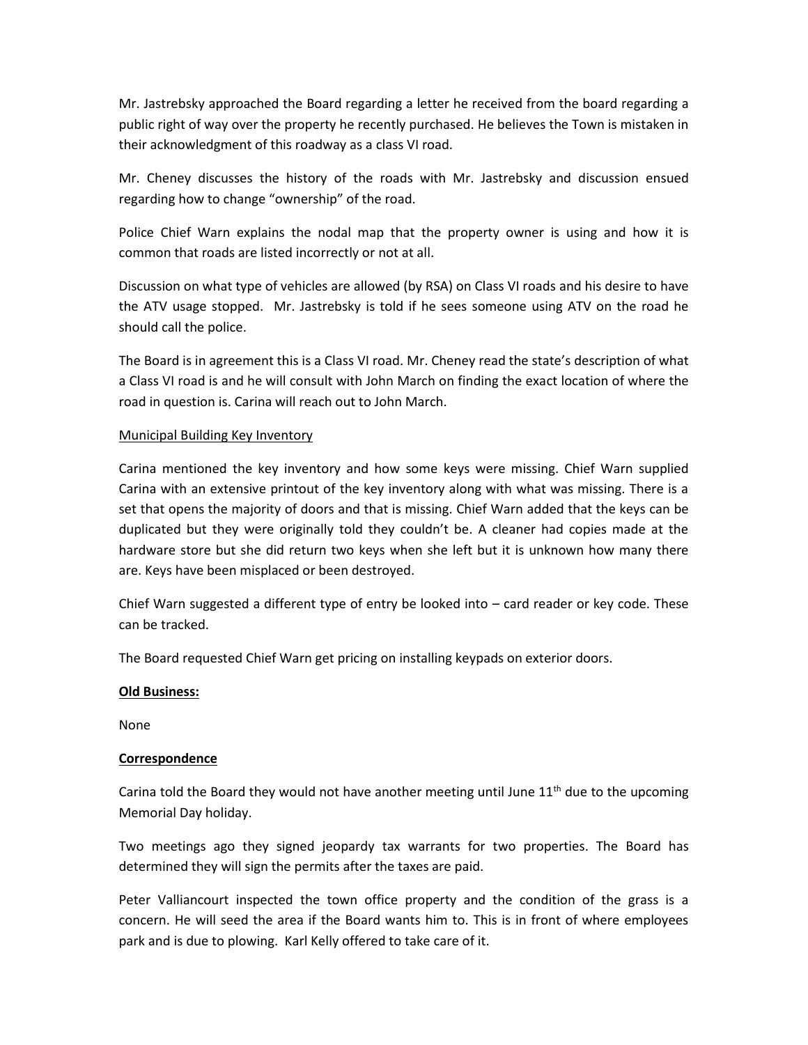Mr. Jastrebsky approached the Board regarding a letter he received from the board regarding a public right of way over the property he recently purchased. He believes the Town is mistaken in their acknowledgment of this roadway as a class VI road.

Mr. Cheney discusses the history of the roads with Mr. Jastrebsky and discussion ensued regarding how to change "ownership" of the road.

Police Chief Warn explains the nodal map that the property owner is using and how it is common that roads are listed incorrectly or not at all.

Discussion on what type of vehicles are allowed (by RSA) on Class VI roads and his desire to have the ATV usage stopped. Mr. Jastrebsky is told if he sees someone using ATV on the road he should call the police.

The Board is in agreement this is a Class VI road. Mr. Cheney read the state's description of what a Class VI road is and he will consult with John March on finding the exact location of where the road in question is. Carina will reach out to John March.

<u>Municipal Building Key Inventory</u>

Carina mentioned the key inventory and how some keys were missing. Chief Warn supplied Carina with an extensive printout of the key inventory along with what was missing. There is a set that opens the majority of doors and that is missing. Chief Warn added that the keys can be duplicated but they were originally told they couldn't be. A cleaner had copies made at the hardware store but she did return two keys when she left but it is unknown how many there are. Keys have been misplaced or been destroyed.

Chief Warn suggested a different type of entry be looked into – card reader or key code. These can be tracked.

The Board requested Chief Warn get pricing on installing keypads on exterior doors.

**<u>Old Business:</u>**

None

**<u>Correspondence</u>**

Carina told the Board they would not have another meeting until June 11th due to the upcoming Memorial Day holiday.

Two meetings ago they signed jeopardy tax warrants for two properties. The Board has determined they will sign the permits after the taxes are paid.

Peter Valliancourt inspected the town office property and the condition of the grass is a concern. He will seed the area if the Board wants him to. This is in front of where employees park and is due to plowing. Karl Kelly offered to take care of it.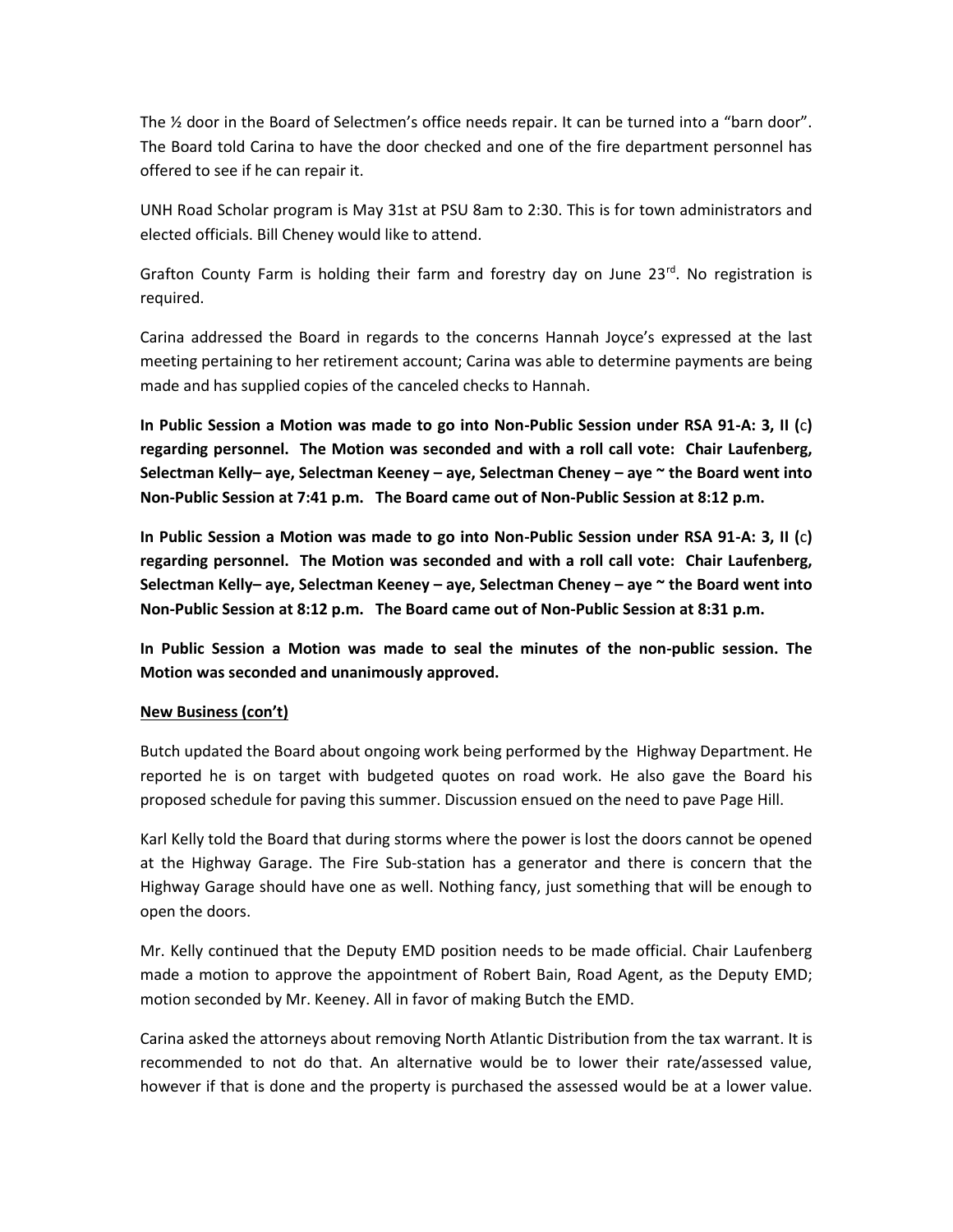The ½ door in the Board of Selectmen's office needs repair. It can be turned into a "barn door". The Board told Carina to have the door checked and one of the fire department personnel has offered to see if he can repair it.

UNH Road Scholar program is May 31st at PSU 8am to 2:30. This is for town administrators and elected officials. Bill Cheney would like to attend.

Grafton County Farm is holding their farm and forestry day on June 23rd. No registration is required.

Carina addressed the Board in regards to the concerns Hannah Joyce's expressed at the last meeting pertaining to her retirement account; Carina was able to determine payments are being made and has supplied copies of the canceled checks to Hannah.

**In Public Session a Motion was made to go into Non-Public Session under RSA 91-A: 3, II (c) regarding personnel. The Motion was seconded and with a roll call vote: Chair Laufenberg, Selectman Kelly– aye, Selectman Keeney – aye, Selectman Cheney – aye ~ the Board went into Non-Public Session at 7:41 p.m. The Board came out of Non-Public Session at 8:12 p.m.**

**In Public Session a Motion was made to go into Non-Public Session under RSA 91-A: 3, II (c) regarding personnel. The Motion was seconded and with a roll call vote: Chair Laufenberg, Selectman Kelly– aye, Selectman Keeney – aye, Selectman Cheney – aye ~ the Board went into Non-Public Session at 8:12 p.m. The Board came out of Non-Public Session at 8:31 p.m.**

**In Public Session a Motion was made to seal the minutes of the non-public session. The Motion was seconded and unanimously approved.**

**New Business (con't)**

Butch updated the Board about ongoing work being performed by the Highway Department. He reported he is on target with budgeted quotes on road work. He also gave the Board his proposed schedule for paving this summer. Discussion ensued on the need to pave Page Hill.

Karl Kelly told the Board that during storms where the power is lost the doors cannot be opened at the Highway Garage. The Fire Sub-station has a generator and there is concern that the Highway Garage should have one as well. Nothing fancy, just something that will be enough to open the doors.

Mr. Kelly continued that the Deputy EMD position needs to be made official. Chair Laufenberg made a motion to approve the appointment of Robert Bain, Road Agent, as the Deputy EMD; motion seconded by Mr. Keeney. All in favor of making Butch the EMD.

Carina asked the attorneys about removing North Atlantic Distribution from the tax warrant. It is recommended to not do that. An alternative would be to lower their rate/assessed value, however if that is done and the property is purchased the assessed would be at a lower value.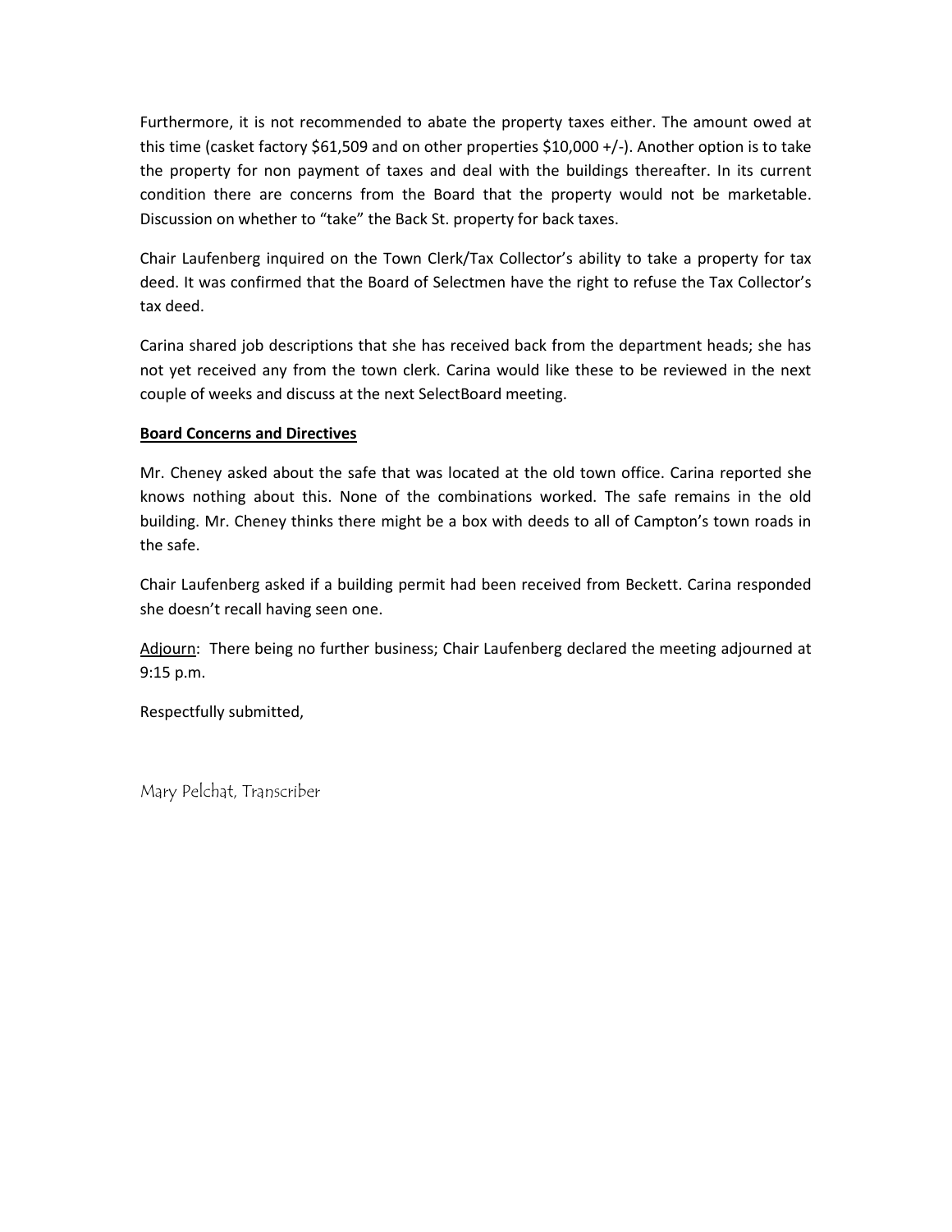Furthermore, it is not recommended to abate the property taxes either. The amount owed at this time (casket factory $61,509 and on other properties $10,000 +/-). Another option is to take the property for non payment of taxes and deal with the buildings thereafter. In its current condition there are concerns from the Board that the property would not be marketable. Discussion on whether to "take" the Back St. property for back taxes.

Chair Laufenberg inquired on the Town Clerk/Tax Collector's ability to take a property for tax deed. It was confirmed that the Board of Selectmen have the right to refuse the Tax Collector's tax deed.

Carina shared job descriptions that she has received back from the department heads; she has not yet received any from the town clerk. Carina would like these to be reviewed in the next couple of weeks and discuss at the next SelectBoard meeting.

**Board Concerns and Directives**

Mr. Cheney asked about the safe that was located at the old town office. Carina reported she knows nothing about this. None of the combinations worked. The safe remains in the old building. Mr. Cheney thinks there might be a box with deeds to all of Campton's town roads in the safe.

Chair Laufenberg asked if a building permit had been received from Beckett. Carina responded she doesn't recall having seen one.

Adjourn: There being no further business; Chair Laufenberg declared the meeting adjourned at 9:15 p.m.

Respectfully submitted,

Mary Pelchat, Transcriber